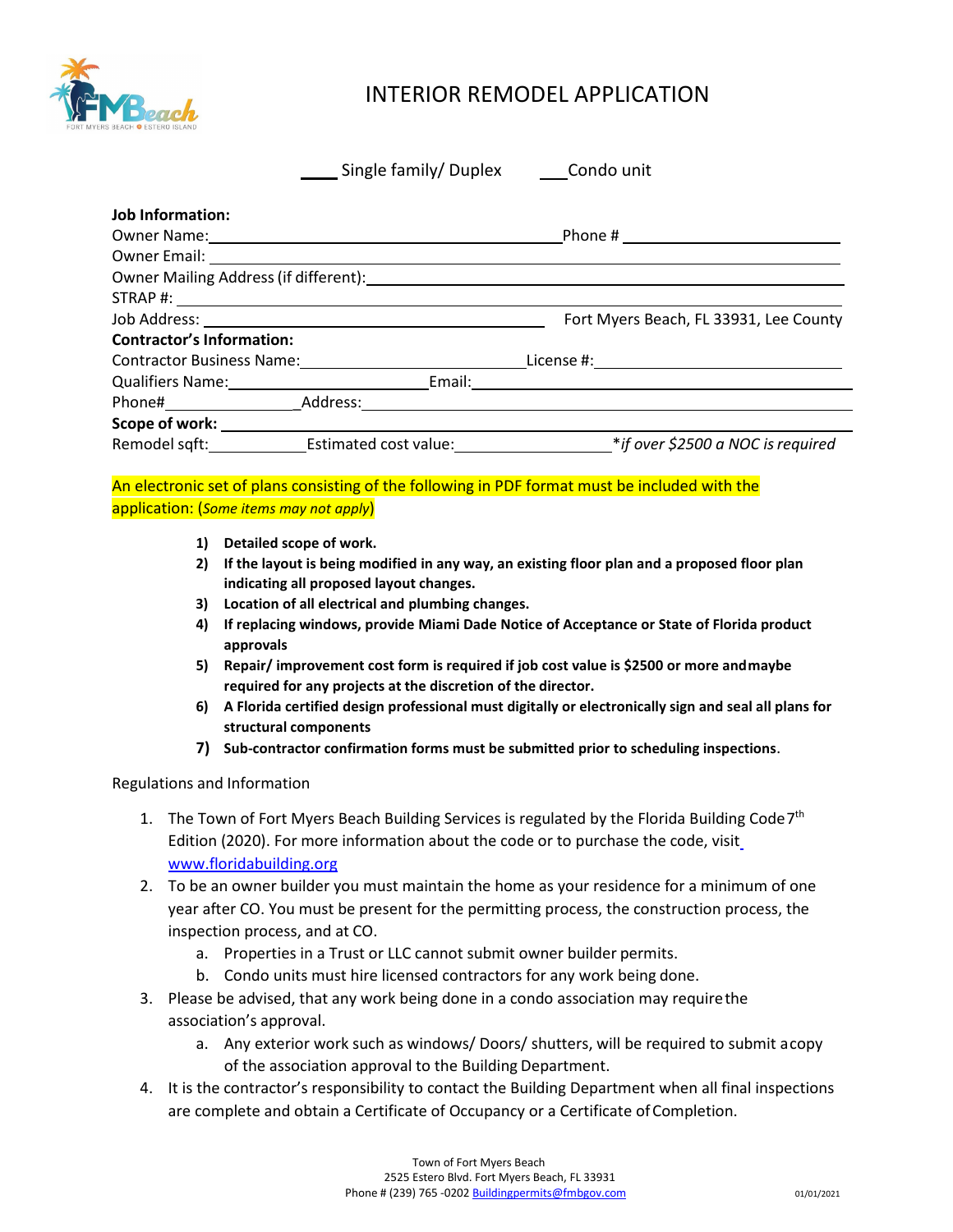# INTERIOR REMODEL APPLICATION

____ Single family/ Duplex ____ Condo unit

**Job Information:**

Owner Name: ______________________________ Phone # ______________________

Owner Email: ______________________________________________________________

Owner Mailing Address (if different): ______________________________________

STRAP #: _________________________________________________________________

Job Address: ______________________________ Fort Myers Beach, FL 33931, Lee County

**Contractor's Information:**

Contractor Business Name: ____________________ License #: ____________________

Qualifiers Name: ____________________ Email: ____________________________

Phone# ______________ Address: ____________________________________________

**Scope of work:** _________________________________________________________

Remodel sqft: __________ Estimated cost value: ______________ *\*if over \$2500 a NOC is required*

An electronic set of plans consisting of the following in PDF format must be included with the application: (*Some items may not apply*)

1) **Detailed scope of work.**
2) **If the layout is being modified in any way, an existing floor plan and a proposed floor plan indicating all proposed layout changes.**
3) **Location of all electrical and plumbing changes.**
4) **If replacing windows, provide Miami Dade Notice of Acceptance or State of Florida product approvals**
5) **Repair/ improvement cost form is required if job cost value is \$2500 or more and maybe required for any projects at the discretion of the director.**
6) **A Florida certified design professional must digitally or electronically sign and seal all plans for structural components**
7) **Sub-contractor confirmation forms must be submitted prior to scheduling inspections.**

Regulations and Information

1. The Town of Fort Myers Beach Building Services is regulated by the Florida Building Code 7th Edition (2020). For more information about the code or to purchase the code, visit www.floridabuilding.org
2. To be an owner builder you must maintain the home as your residence for a minimum of one year after CO. You must be present for the permitting process, the construction process, the inspection process, and at CO.
   a. Properties in a Trust or LLC cannot submit owner builder permits.
   b. Condo units must hire licensed contractors for any work being done.
3. Please be advised, that any work being done in a condo association may require the association's approval.
   a. Any exterior work such as windows/ Doors/ shutters, will be required to submit a copy of the association approval to the Building Department.
4. It is the contractor's responsibility to contact the Building Department when all final inspections are complete and obtain a Certificate of Occupancy or a Certificate of Completion.

Town of Fort Myers Beach
2525 Estero Blvd. Fort Myers Beach, FL 33931
Phone # (239) 765 -0202 Buildingpermits@fmbgov.com

01/01/2021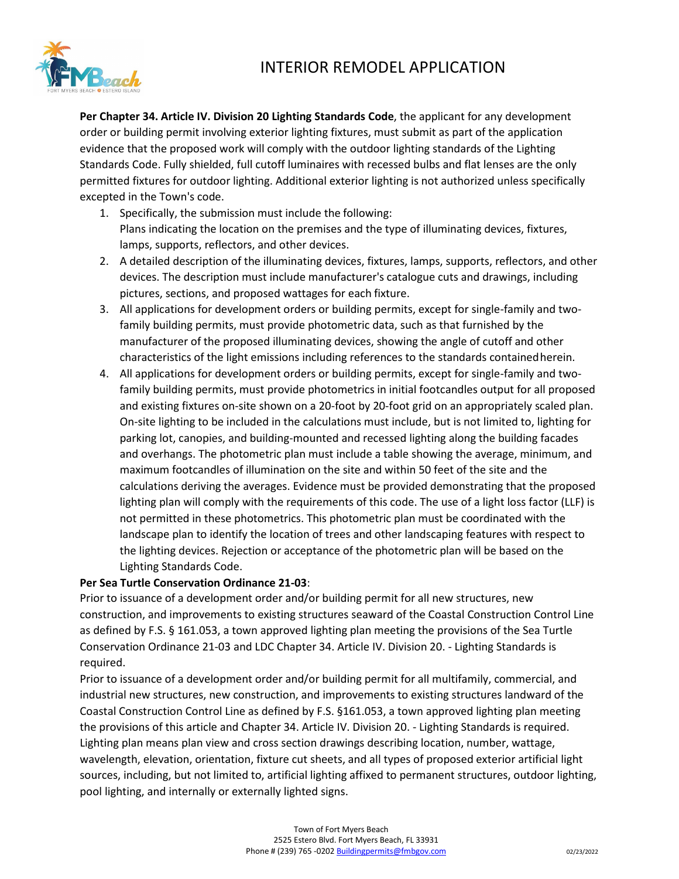**Per Chapter 34. Article IV. Division 20 Lighting Standards Code**, the applicant for any development order or building permit involving exterior lighting fixtures, must submit as part of the application evidence that the proposed work will comply with the outdoor lighting standards of the Lighting Standards Code. Fully shielded, full cutoff luminaires with recessed bulbs and flat lenses are the only permitted fixtures for outdoor lighting. Additional exterior lighting is not authorized unless specifically excepted in the Town's code.

1. Specifically, the submission must include the following:
   Plans indicating the location on the premises and the type of illuminating devices, fixtures, lamps, supports, reflectors, and other devices.
2. A detailed description of the illuminating devices, fixtures, lamps, supports, reflectors, and other devices. The description must include manufacturer's catalogue cuts and drawings, including pictures, sections, and proposed wattages for each fixture.
3. All applications for development orders or building permits, except for single-family and two-family building permits, must provide photometric data, such as that furnished by the manufacturer of the proposed illuminating devices, showing the angle of cutoff and other characteristics of the light emissions including references to the standards contained herein.
4. All applications for development orders or building permits, except for single-family and two-family building permits, must provide photometrics in initial footcandles output for all proposed and existing fixtures on-site shown on a 20-foot by 20-foot grid on an appropriately scaled plan. On-site lighting to be included in the calculations must include, but is not limited to, lighting for parking lot, canopies, and building-mounted and recessed lighting along the building facades and overhangs. The photometric plan must include a table showing the average, minimum, and maximum footcandles of illumination on the site and within 50 feet of the site and the calculations deriving the averages. Evidence must be provided demonstrating that the proposed lighting plan will comply with the requirements of this code. The use of a light loss factor (LLF) is not permitted in these photometrics. This photometric plan must be coordinated with the landscape plan to identify the location of trees and other landscaping features with respect to the lighting devices. Rejection or acceptance of the photometric plan will be based on the Lighting Standards Code.

**Per Sea Turtle Conservation Ordinance 21-03**:

Prior to issuance of a development order and/or building permit for all new structures, new construction, and improvements to existing structures seaward of the Coastal Construction Control Line as defined by F.S. § 161.053, a town approved lighting plan meeting the provisions of the Sea Turtle Conservation Ordinance 21-03 and LDC Chapter 34. Article IV. Division 20. - Lighting Standards is required.

Prior to issuance of a development order and/or building permit for all multifamily, commercial, and industrial new structures, new construction, and improvements to existing structures landward of the Coastal Construction Control Line as defined by F.S. §161.053, a town approved lighting plan meeting the provisions of this article and Chapter 34. Article IV. Division 20. - Lighting Standards is required. Lighting plan means plan view and cross section drawings describing location, number, wattage, wavelength, elevation, orientation, fixture cut sheets, and all types of proposed exterior artificial light sources, including, but not limited to, artificial lighting affixed to permanent structures, outdoor lighting, pool lighting, and internally or externally lighted signs.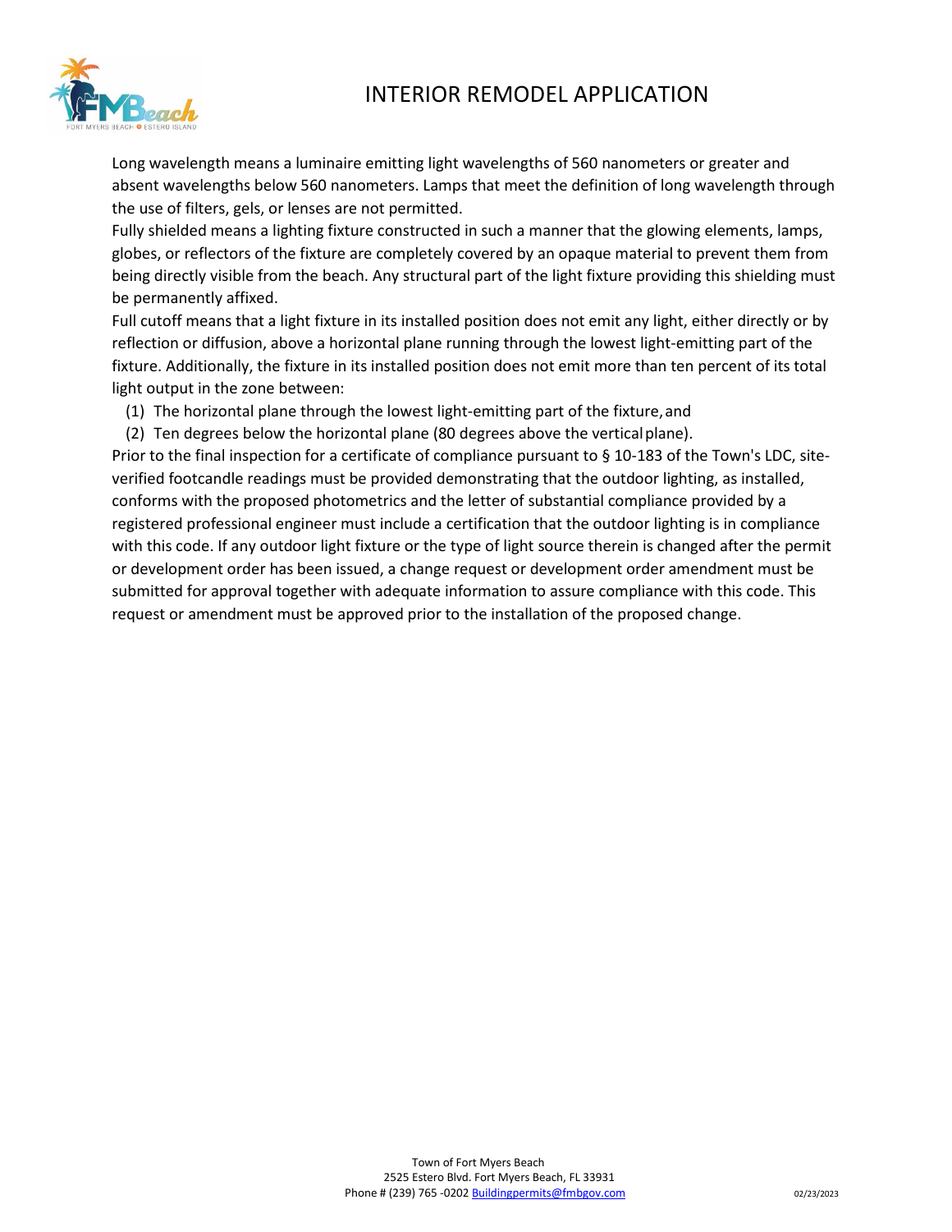# INTERIOR REMODEL APPLICATION

Long wavelength means a luminaire emitting light wavelengths of 560 nanometers or greater and absent wavelengths below 560 nanometers. Lamps that meet the definition of long wavelength through the use of filters, gels, or lenses are not permitted.

Fully shielded means a lighting fixture constructed in such a manner that the glowing elements, lamps, globes, or reflectors of the fixture are completely covered by an opaque material to prevent them from being directly visible from the beach. Any structural part of the light fixture providing this shielding must be permanently affixed.

Full cutoff means that a light fixture in its installed position does not emit any light, either directly or by reflection or diffusion, above a horizontal plane running through the lowest light-emitting part of the fixture. Additionally, the fixture in its installed position does not emit more than ten percent of its total light output in the zone between:

(1) The horizontal plane through the lowest light-emitting part of the fixture, and

(2) Ten degrees below the horizontal plane (80 degrees above the vertical plane).

Prior to the final inspection for a certificate of compliance pursuant to § 10-183 of the Town's LDC, site-verified footcandle readings must be provided demonstrating that the outdoor lighting, as installed, conforms with the proposed photometrics and the letter of substantial compliance provided by a registered professional engineer must include a certification that the outdoor lighting is in compliance with this code. If any outdoor light fixture or the type of light source therein is changed after the permit or development order has been issued, a change request or development order amendment must be submitted for approval together with adequate information to assure compliance with this code. This request or amendment must be approved prior to the installation of the proposed change.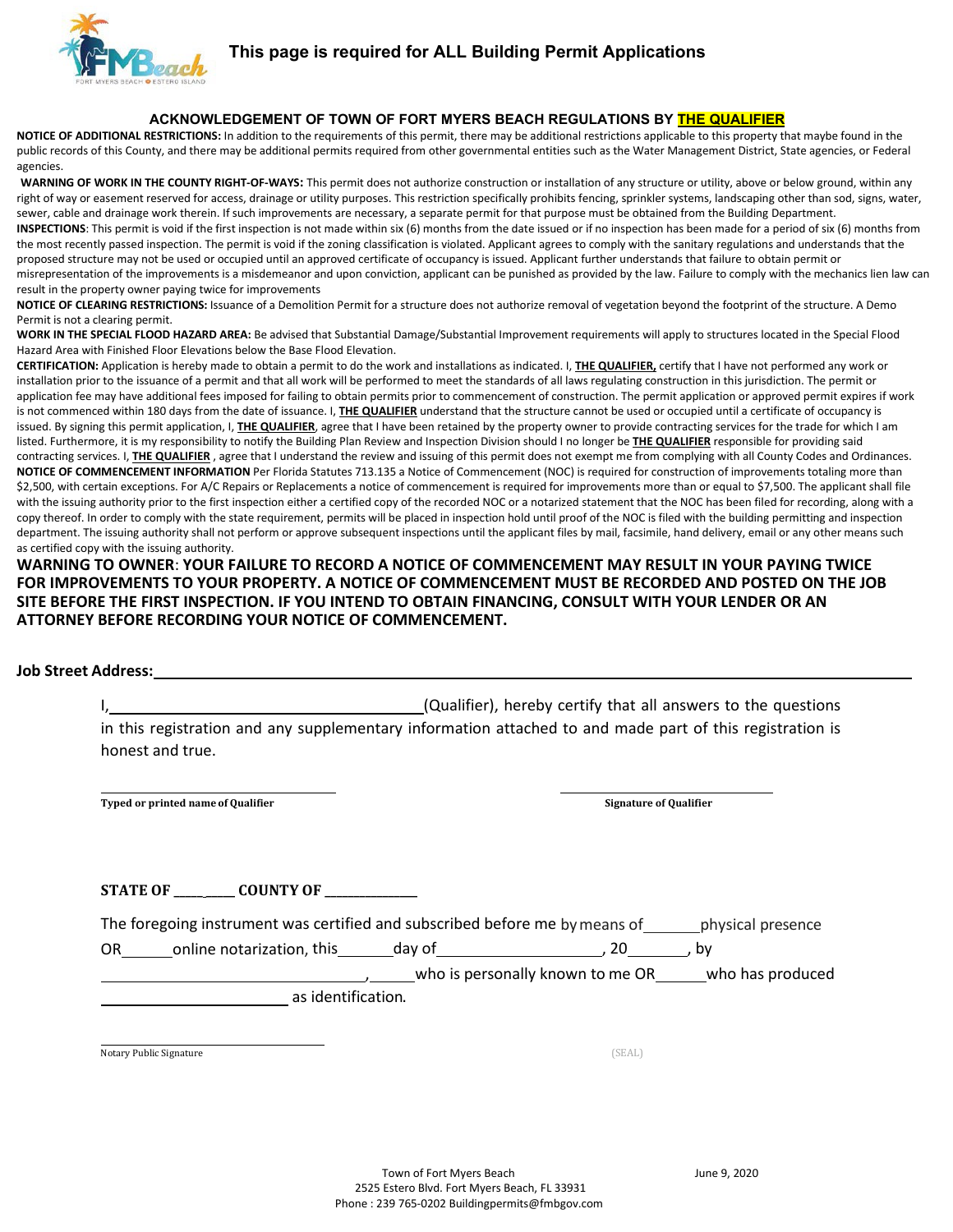## This page is required for ALL Building Permit Applications

### ACKNOWLEDGEMENT OF TOWN OF FORT MYERS BEACH REGULATIONS BY THE QUALIFIER

**NOTICE OF ADDITIONAL RESTRICTIONS:** In addition to the requirements of this permit, there may be additional restrictions applicable to this property that maybe found in the public records of this County, and there may be additional permits required from other governmental entities such as the Water Management District, State agencies, or Federal agencies.

**WARNING OF WORK IN THE COUNTY RIGHT-OF-WAYS:** This permit does not authorize construction or installation of any structure or utility, above or below ground, within any right of way or easement reserved for access, drainage or utility purposes. This restriction specifically prohibits fencing, sprinkler systems, landscaping other than sod, signs, water, sewer, cable and drainage work therein. If such improvements are necessary, a separate permit for that purpose must be obtained from the Building Department.

**INSPECTIONS**: This permit is void if the first inspection is not made within six (6) months from the date issued or if no inspection has been made for a period of six (6) months from the most recently passed inspection. The permit is void if the zoning classification is violated. Applicant agrees to comply with the sanitary regulations and understands that the proposed structure may not be used or occupied until an approved certificate of occupancy is issued. Applicant further understands that failure to obtain permit or misrepresentation of the improvements is a misdemeanor and upon conviction, applicant can be punished as provided by the law. Failure to comply with the mechanics lien law can result in the property owner paying twice for improvements

**NOTICE OF CLEARING RESTRICTIONS:** Issuance of a Demolition Permit for a structure does not authorize removal of vegetation beyond the footprint of the structure. A Demo Permit is not a clearing permit.

**WORK IN THE SPECIAL FLOOD HAZARD AREA:** Be advised that Substantial Damage/Substantial Improvement requirements will apply to structures located in the Special Flood Hazard Area with Finished Floor Elevations below the Base Flood Elevation.

**CERTIFICATION:** Application is hereby made to obtain a permit to do the work and installations as indicated. I, **THE QUALIFIER,** certify that I have not performed any work or installation prior to the issuance of a permit and that all work will be performed to meet the standards of all laws regulating construction in this jurisdiction. The permit or application fee may have additional fees imposed for failing to obtain permits prior to commencement of construction. The permit application or approved permit expires if work is not commenced within 180 days from the date of issuance. I, **THE QUALIFIER** understand that the structure cannot be used or occupied until a certificate of occupancy is issued. By signing this permit application, I, **THE QUALIFIER**, agree that I have been retained by the property owner to provide contracting services for the trade for which I am listed. Furthermore, it is my responsibility to notify the Building Plan Review and Inspection Division should I no longer be **THE QUALIFIER** responsible for providing said contracting services. I, **THE QUALIFIER** , agree that I understand the review and issuing of this permit does not exempt me from complying with all County Codes and Ordinances.

**NOTICE OF COMMENCEMENT INFORMATION** Per Florida Statutes 713.135 a Notice of Commencement (NOC) is required for construction of improvements totaling more than $2,500, with certain exceptions. For A/C Repairs or Replacements a notice of commencement is required for improvements more than or equal to $7,500. The applicant shall file with the issuing authority prior to the first inspection either a certified copy of the recorded NOC or a notarized statement that the NOC has been filed for recording, along with a copy thereof. In order to comply with the state requirement, permits will be placed in inspection hold until proof of the NOC is filed with the building permitting and inspection department. The issuing authority shall not perform or approve subsequent inspections until the applicant files by mail, facsimile, hand delivery, email or any other means such as certified copy with the issuing authority.

**WARNING TO OWNER: YOUR FAILURE TO RECORD A NOTICE OF COMMENCEMENT MAY RESULT IN YOUR PAYING TWICE FOR IMPROVEMENTS TO YOUR PROPERTY. A NOTICE OF COMMENCEMENT MUST BE RECORDED AND POSTED ON THE JOB SITE BEFORE THE FIRST INSPECTION. IF YOU INTEND TO OBTAIN FINANCING, CONSULT WITH YOUR LENDER OR AN ATTORNEY BEFORE RECORDING YOUR NOTICE OF COMMENCEMENT.**

**Job Street Address:** ______________________________________________

I, ______________________________ (Qualifier), hereby certify that all answers to the questions in this registration and any supplementary information attached to and made part of this registration is honest and true.

______________________________ **Typed or printed name of Qualifier**

______________________________ **Signature of Qualifier**

**STATE OF ________ COUNTY OF ____________**

The foregoing instrument was certified and subscribed before me by means of ______ physical presence OR ______ online notarization, this ______ day of __________________, 20______, by ______________________________, ______ who is personally known to me OR ______ who has produced ______________________ as identification.

______________________________ Notary Public Signature

(SEAL)

Town of Fort Myers Beach
2525 Estero Blvd. Fort Myers Beach, FL 33931
Phone : 239 765-0202 Buildingpermits@fmbgov.com

June 9, 2020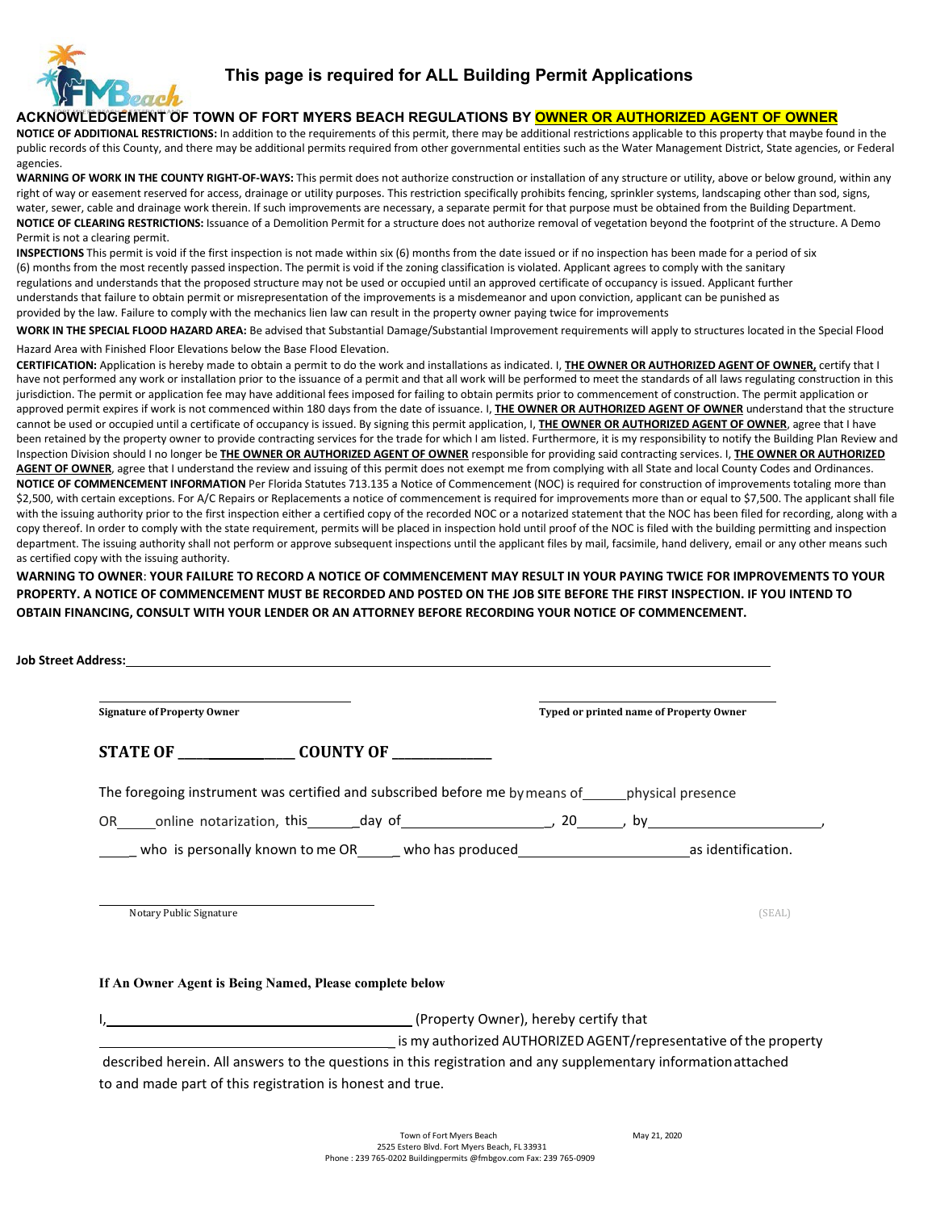## This page is required for ALL Building Permit Applications

### ACKNOWLEDGEMENT OF TOWN OF FORT MYERS BEACH REGULATIONS BY OWNER OR AUTHORIZED AGENT OF OWNER

**NOTICE OF ADDITIONAL RESTRICTIONS:** In addition to the requirements of this permit, there may be additional restrictions applicable to this property that maybe found in the public records of this County, and there may be additional permits required from other governmental entities such as the Water Management District, State agencies, or Federal agencies.

**WARNING OF WORK IN THE COUNTY RIGHT-OF-WAYS:** This permit does not authorize construction or installation of any structure or utility, above or below ground, within any right of way or easement reserved for access, drainage or utility purposes. This restriction specifically prohibits fencing, sprinkler systems, landscaping other than sod, signs, water, sewer, cable and drainage work therein. If such improvements are necessary, a separate permit for that purpose must be obtained from the Building Department.

**NOTICE OF CLEARING RESTRICTIONS:** Issuance of a Demolition Permit for a structure does not authorize removal of vegetation beyond the footprint of the structure. A Demo Permit is not a clearing permit.

**INSPECTIONS** This permit is void if the first inspection is not made within six (6) months from the date issued or if no inspection has been made for a period of six (6) months from the most recently passed inspection. The permit is void if the zoning classification is violated. Applicant agrees to comply with the sanitary regulations and understands that the proposed structure may not be used or occupied until an approved certificate of occupancy is issued. Applicant further understands that failure to obtain permit or misrepresentation of the improvements is a misdemeanor and upon conviction, applicant can be punished as provided by the law. Failure to comply with the mechanics lien law can result in the property owner paying twice for improvements

**WORK IN THE SPECIAL FLOOD HAZARD AREA:** Be advised that Substantial Damage/Substantial Improvement requirements will apply to structures located in the Special Flood Hazard Area with Finished Floor Elevations below the Base Flood Elevation.

**CERTIFICATION:** Application is hereby made to obtain a permit to do the work and installations as indicated. I, **THE OWNER OR AUTHORIZED AGENT OF OWNER,** certify that I have not performed any work or installation prior to the issuance of a permit and that all work will be performed to meet the standards of all laws regulating construction in this jurisdiction. The permit or application fee may have additional fees imposed for failing to obtain permits prior to commencement of construction. The permit application or approved permit expires if work is not commenced within 180 days from the date of issuance. I, **THE OWNER OR AUTHORIZED AGENT OF OWNER** understand that the structure cannot be used or occupied until a certificate of occupancy is issued. By signing this permit application, I, **THE OWNER OR AUTHORIZED AGENT OF OWNER**, agree that I have been retained by the property owner to provide contracting services for the trade for which I am listed. Furthermore, it is my responsibility to notify the Building Plan Review and Inspection Division should I no longer be **THE OWNER OR AUTHORIZED AGENT OF OWNER** responsible for providing said contracting services. I, **THE OWNER OR AUTHORIZED AGENT OF OWNER**, agree that I understand the review and issuing of this permit does not exempt me from complying with all State and local County Codes and Ordinances.

**NOTICE OF COMMENCEMENT INFORMATION** Per Florida Statutes 713.135 a Notice of Commencement (NOC) is required for construction of improvements totaling more than $2,500, with certain exceptions. For A/C Repairs or Replacements a notice of commencement is required for improvements more than or equal to $7,500. The applicant shall file with the issuing authority prior to the first inspection either a certified copy of the recorded NOC or a notarized statement that the NOC has been filed for recording, along with a copy thereof. In order to comply with the state requirement, permits will be placed in inspection hold until proof of the NOC is filed with the building permitting and inspection department. The issuing authority shall not perform or approve subsequent inspections until the applicant files by mail, facsimile, hand delivery, email or any other means such as certified copy with the issuing authority.

**WARNING TO OWNER: YOUR FAILURE TO RECORD A NOTICE OF COMMENCEMENT MAY RESULT IN YOUR PAYING TWICE FOR IMPROVEMENTS TO YOUR PROPERTY. A NOTICE OF COMMENCEMENT MUST BE RECORDED AND POSTED ON THE JOB SITE BEFORE THE FIRST INSPECTION. IF YOU INTEND TO OBTAIN FINANCING, CONSULT WITH YOUR LENDER OR AN ATTORNEY BEFORE RECORDING YOUR NOTICE OF COMMENCEMENT.**

**Job Street Address:**______________________________________________

______________________________ ______________________________
**Signature of Property Owner** **Typed or printed name of Property Owner**

**STATE OF ______________ COUNTY OF ____________**

The foregoing instrument was certified and subscribed before me by means of______physical presence OR_____online notarization, this_______day of__________________, 20______, by______________________, _____ who is personally known to me OR_____ who has produced______________________ as identification.

______________________________
Notary Public Signature (SEAL)

**If An Owner Agent is Being Named, Please complete below**

I,______________________________ (Property Owner), hereby certify that ______________________________ is my authorized AUTHORIZED AGENT/representative of the property described herein. All answers to the questions in this registration and any supplementary information attached to and made part of this registration is honest and true.

Town of Fort Myers Beach
2525 Estero Blvd. Fort Myers Beach, FL 33931
Phone : 239 765-0202 Buildingpermits @fmbgov.com Fax: 239 765-0909

May 21, 2020